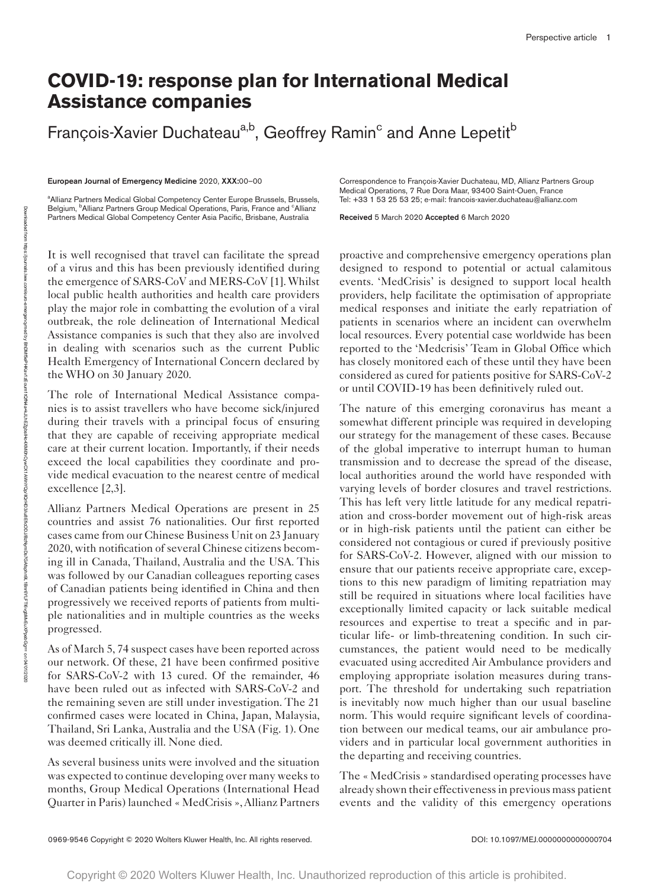# COVID-19: response plan for International Medical Assistance companies

François-Xavier Duchateau[a,b], Geoffrey Ramin[c] and Anne Lepetit[b]

**European Journal of Emergency Medicine** 2020, **XXX**:00–00

[a]Allianz Partners Medical Global Competency Center Europe Brussels, Brussels, Belgium, [b]Allianz Partners Group Medical Operations, Paris, France and [c]Allianz Partners Medical Global Competency Center Asia Pacific, Brisbane, Australia

Correspondence to François-Xavier Duchateau, MD, Allianz Partners Group Medical Operations, 7 Rue Dora Maar, 93400 Saint-Ouen, France
Tel: +33 1 53 25 53 25; e-mail: francois-xavier.duchateau@allianz.com

**Received** 5 March 2020 **Accepted** 6 March 2020

It is well recognised that travel can facilitate the spread of a virus and this has been previously identified during the emergence of SARS-CoV and MERS-CoV [1]. Whilst local public health authorities and health care providers play the major role in combatting the evolution of a viral outbreak, the role delineation of International Medical Assistance companies is such that they also are involved in dealing with scenarios such as the current Public Health Emergency of International Concern declared by the WHO on 30 January 2020.

The role of International Medical Assistance companies is to assist travellers who have become sick/injured during their travels with a principal focus of ensuring that they are capable of receiving appropriate medical care at their current location. Importantly, if their needs exceed the local capabilities they coordinate and provide medical evacuation to the nearest centre of medical excellence [2,3].

Allianz Partners Medical Operations are present in 25 countries and assist 76 nationalities. Our first reported cases came from our Chinese Business Unit on 23 January 2020, with notification of several Chinese citizens becoming ill in Canada, Thailand, Australia and the USA. This was followed by our Canadian colleagues reporting cases of Canadian patients being identified in China and then progressively we received reports of patients from multiple nationalities and in multiple countries as the weeks progressed.

As of March 5, 74 suspect cases have been reported across our network. Of these, 21 have been confirmed positive for SARS-CoV-2 with 13 cured. Of the remainder, 46 have been ruled out as infected with SARS-CoV-2 and the remaining seven are still under investigation. The 21 confirmed cases were located in China, Japan, Malaysia, Thailand, Sri Lanka, Australia and the USA (Fig. 1). One was deemed critically ill. None died.

As several business units were involved and the situation was expected to continue developing over many weeks to months, Group Medical Operations (International Head Quarter in Paris) launched « MedCrisis », Allianz Partners proactive and comprehensive emergency operations plan designed to respond to potential or actual calamitous events. 'MedCrisis' is designed to support local health providers, help facilitate the optimisation of appropriate medical responses and initiate the early repatriation of patients in scenarios where an incident can overwhelm local resources. Every potential case worldwide has been reported to the 'Medcrisis' Team in Global Office which has closely monitored each of these until they have been considered as cured for patients positive for SARS-CoV-2 or until COVID-19 has been definitively ruled out.

The nature of this emerging coronavirus has meant a somewhat different principle was required in developing our strategy for the management of these cases. Because of the global imperative to interrupt human to human transmission and to decrease the spread of the disease, local authorities around the world have responded with varying levels of border closures and travel restrictions. This has left very little latitude for any medical repatriation and cross-border movement out of high-risk areas or in high-risk patients until the patient can either be considered not contagious or cured if previously positive for SARS-CoV-2. However, aligned with our mission to ensure that our patients receive appropriate care, exceptions to this new paradigm of limiting repatriation may still be required in situations where local facilities have exceptionally limited capacity or lack suitable medical resources and expertise to treat a specific and in particular life- or limb-threatening condition. In such circumstances, the patient would need to be medically evacuated using accredited Air Ambulance providers and employing appropriate isolation measures during transport. The threshold for undertaking such repatriation is inevitably now much higher than our usual baseline norm. This would require significant levels of coordination between our medical teams, our air ambulance providers and in particular local government authorities in the departing and receiving countries.

The « MedCrisis » standardised operating processes have already shown their effectiveness in previous mass patient events and the validity of this emergency operations

0969-9546 Copyright © 2020 Wolters Kluwer Health, Inc. All rights reserved. DOI: 10.1097/MEJ.0000000000000704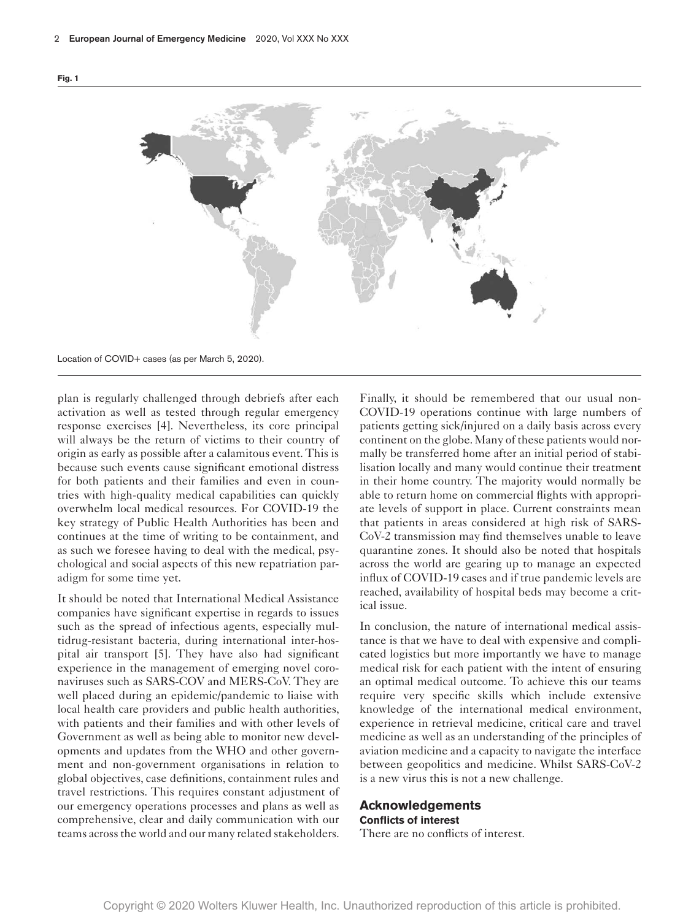**Fig. 1**

Location of COVID+ cases (as per March 5, 2020).

plan is regularly challenged through debriefs after each activation as well as tested through regular emergency response exercises [4]. Nevertheless, its core principal will always be the return of victims to their country of origin as early as possible after a calamitous event. This is because such events cause significant emotional distress for both patients and their families and even in countries with high-quality medical capabilities can quickly overwhelm local medical resources. For COVID-19 the key strategy of Public Health Authorities has been and continues at the time of writing to be containment, and as such we foresee having to deal with the medical, psychological and social aspects of this new repatriation paradigm for some time yet.

It should be noted that International Medical Assistance companies have significant expertise in regards to issues such as the spread of infectious agents, especially multidrug-resistant bacteria, during international inter-hospital air transport [5]. They have also had significant experience in the management of emerging novel coronaviruses such as SARS-COV and MERS-CoV. They are well placed during an epidemic/pandemic to liaise with local health care providers and public health authorities, with patients and their families and with other levels of Government as well as being able to monitor new developments and updates from the WHO and other government and non-government organisations in relation to global objectives, case definitions, containment rules and travel restrictions. This requires constant adjustment of our emergency operations processes and plans as well as comprehensive, clear and daily communication with our teams across the world and our many related stakeholders.

Finally, it should be remembered that our usual non-COVID-19 operations continue with large numbers of patients getting sick/injured on a daily basis across every continent on the globe. Many of these patients would normally be transferred home after an initial period of stabilisation locally and many would continue their treatment in their home country. The majority would normally be able to return home on commercial flights with appropriate levels of support in place. Current constraints mean that patients in areas considered at high risk of SARS-CoV-2 transmission may find themselves unable to leave quarantine zones. It should also be noted that hospitals across the world are gearing up to manage an expected influx of COVID-19 cases and if true pandemic levels are reached, availability of hospital beds may become a critical issue.

In conclusion, the nature of international medical assistance is that we have to deal with expensive and complicated logistics but more importantly we have to manage medical risk for each patient with the intent of ensuring an optimal medical outcome. To achieve this our teams require very specific skills which include extensive knowledge of the international medical environment, experience in retrieval medicine, critical care and travel medicine as well as an understanding of the principles of aviation medicine and a capacity to navigate the interface between geopolitics and medicine. Whilst SARS-CoV-2 is a new virus this is not a new challenge.

## Acknowledgements

### Conflicts of interest

There are no conflicts of interest.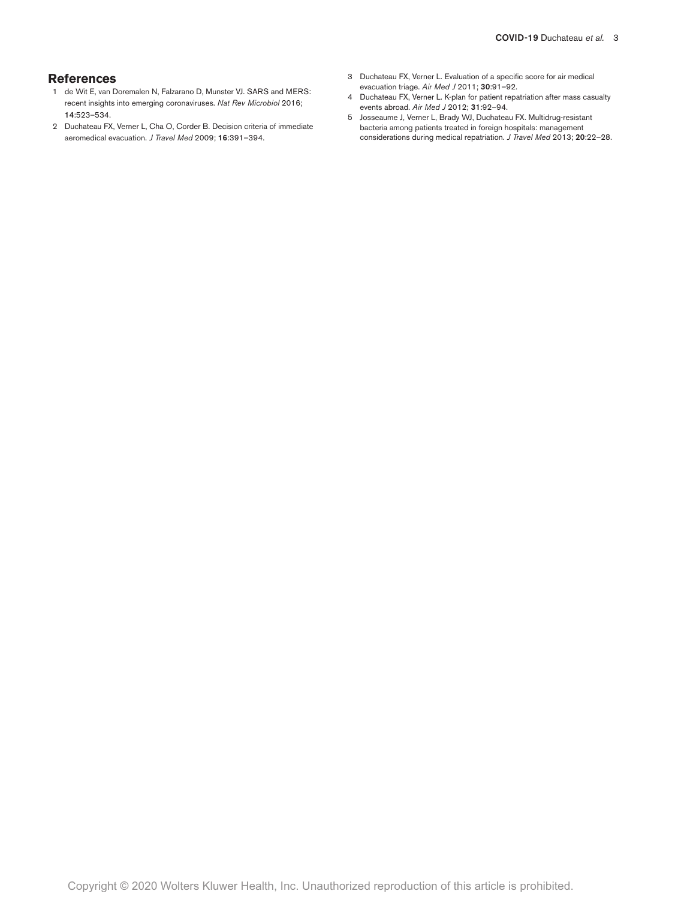## References

1. de Wit E, van Doremalen N, Falzarano D, Munster VJ. SARS and MERS: recent insights into emerging coronaviruses. *Nat Rev Microbiol* 2016; **14**:523–534.
2. Duchateau FX, Verner L, Cha O, Corder B. Decision criteria of immediate aeromedical evacuation. *J Travel Med* 2009; **16**:391–394.
3. Duchateau FX, Verner L. Evaluation of a specific score for air medical evacuation triage. *Air Med J* 2011; **30**:91–92.
4. Duchateau FX, Verner L. K-plan for patient repatriation after mass casualty events abroad. *Air Med J* 2012; **31**:92–94.
5. Josseaume J, Verner L, Brady WJ, Duchateau FX. Multidrug-resistant bacteria among patients treated in foreign hospitals: management considerations during medical repatriation. *J Travel Med* 2013; **20**:22–28.

Copyright © 2020 Wolters Kluwer Health, Inc. Unauthorized reproduction of this article is prohibited.